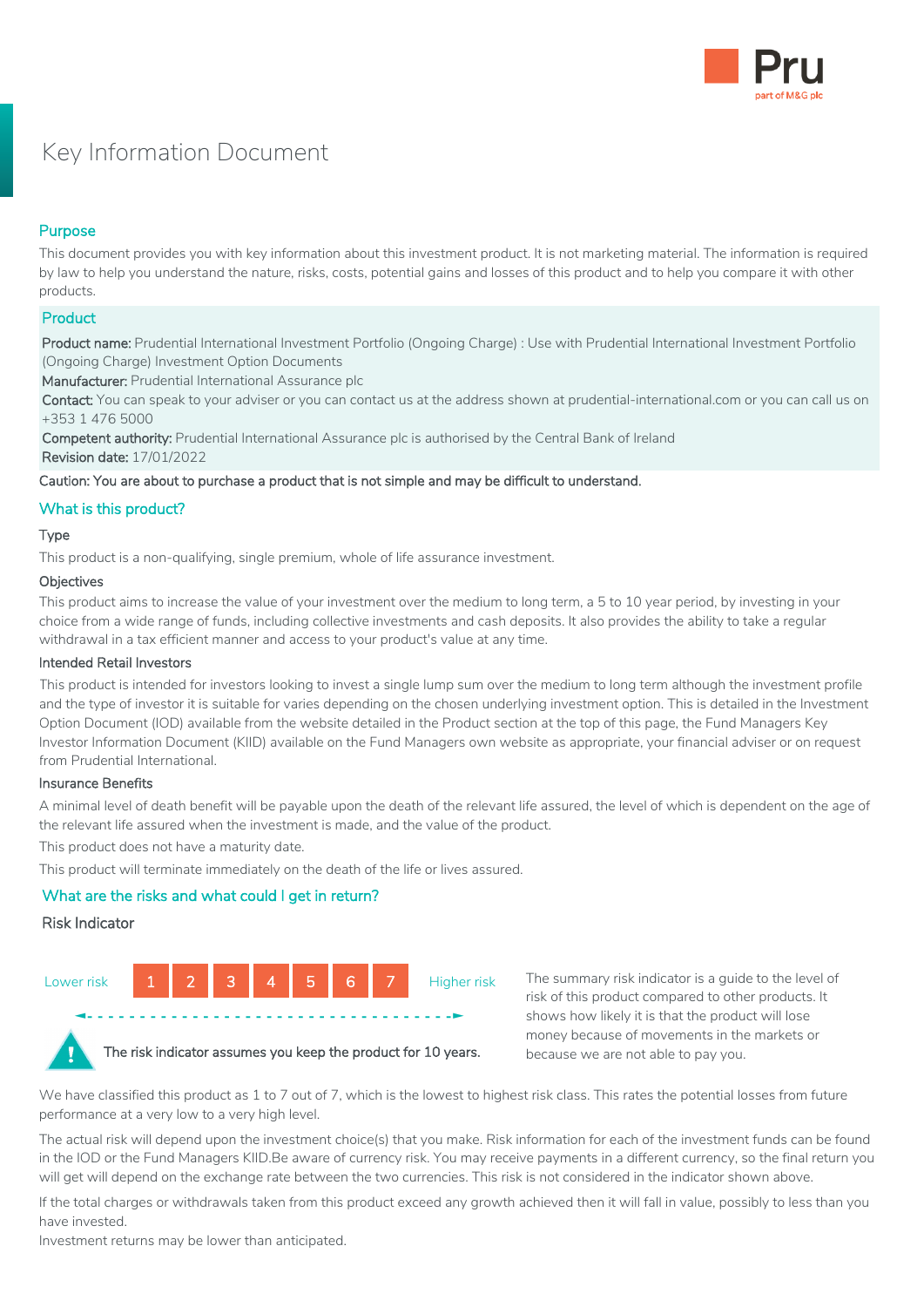# Key Information Document

## Purpose

This document provides you with key information about this investment product. It is not marketing material. The information is required by law to help you understand the nature, risks, costs, potential gains and losses of this product and to help you compare it with other products.

## Product

**Product name:** Prudential International Investment Portfolio (Ongoing Charge) : Use with Prudential International Investment Portfolio (Ongoing Charge) Investment Option Documents
**Manufacturer:** Prudential International Assurance plc
**Contact:** You can speak to your adviser or you can contact us at the address shown at prudential-international.com or you can call us on +353 1 476 5000
**Competent authority:** Prudential International Assurance plc is authorised by the Central Bank of Ireland
**Revision date:** 17/01/2022

**Caution: You are about to purchase a product that is not simple and may be difficult to understand.**

## What is this product?

### Type

This product is a non-qualifying, single premium, whole of life assurance investment.

### Objectives

This product aims to increase the value of your investment over the medium to long term, a 5 to 10 year period, by investing in your choice from a wide range of funds, including collective investments and cash deposits. It also provides the ability to take a regular withdrawal in a tax efficient manner and access to your product's value at any time.

### Intended Retail Investors

This product is intended for investors looking to invest a single lump sum over the medium to long term although the investment profile and the type of investor it is suitable for varies depending on the chosen underlying investment option. This is detailed in the Investment Option Document (IOD) available from the website detailed in the Product section at the top of this page, the Fund Managers Key Investor Information Document (KIID) available on the Fund Managers own website as appropriate, your financial adviser or on request from Prudential International.

### Insurance Benefits

A minimal level of death benefit will be payable upon the death of the relevant life assured, the level of which is dependent on the age of the relevant life assured when the investment is made, and the value of the product.

This product does not have a maturity date.

This product will terminate immediately on the death of the life or lives assured.

## What are the risks and what could I get in return?

### Risk Indicator

Lower risk | 1 | 2 | 3 | 4 | 5 | 6 | 7 | Higher risk

**The risk indicator assumes you keep the product for 10 years.**

The summary risk indicator is a guide to the level of risk of this product compared to other products. It shows how likely it is that the product will lose money because of movements in the markets or because we are not able to pay you.

We have classified this product as 1 to 7 out of 7, which is the lowest to highest risk class. This rates the potential losses from future performance at a very low to a very high level.

The actual risk will depend upon the investment choice(s) that you make. Risk information for each of the investment funds can be found in the IOD or the Fund Managers KIID.Be aware of currency risk. You may receive payments in a different currency, so the final return you will get will depend on the exchange rate between the two currencies. This risk is not considered in the indicator shown above.

If the total charges or withdrawals taken from this product exceed any growth achieved then it will fall in value, possibly to less than you have invested.
Investment returns may be lower than anticipated.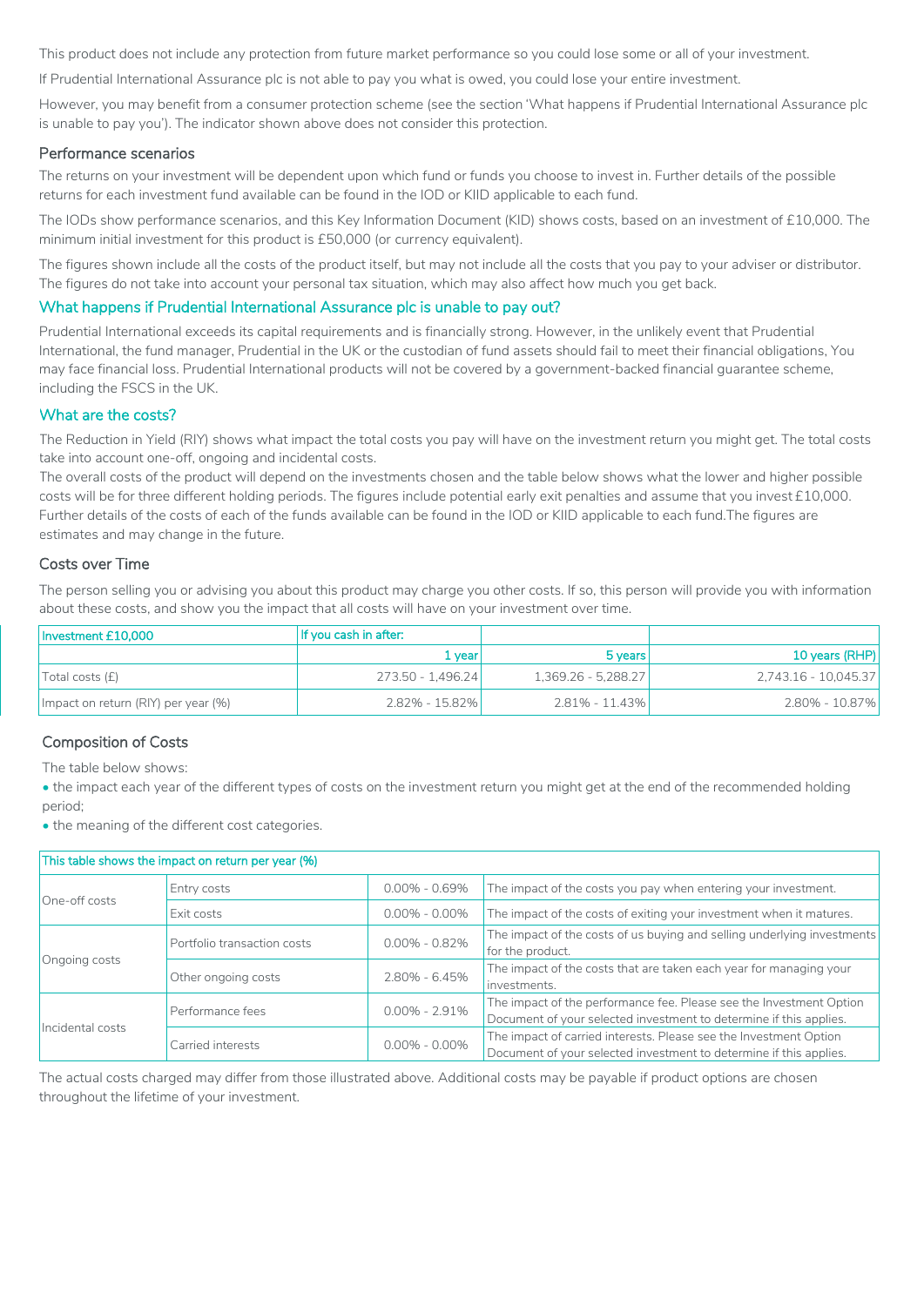This product does not include any protection from future market performance so you could lose some or all of your investment.

If Prudential International Assurance plc is not able to pay you what is owed, you could lose your entire investment.

However, you may benefit from a consumer protection scheme (see the section 'What happens if Prudential International Assurance plc is unable to pay you'). The indicator shown above does not consider this protection.

### Performance scenarios

The returns on your investment will be dependent upon which fund or funds you choose to invest in. Further details of the possible returns for each investment fund available can be found in the IOD or KIID applicable to each fund.

The IODs show performance scenarios, and this Key Information Document (KID) shows costs, based on an investment of £10,000. The minimum initial investment for this product is £50,000 (or currency equivalent).

The figures shown include all the costs of the product itself, but may not include all the costs that you pay to your adviser or distributor. The figures do not take into account your personal tax situation, which may also affect how much you get back.

## What happens if Prudential International Assurance plc is unable to pay out?

Prudential International exceeds its capital requirements and is financially strong. However, in the unlikely event that Prudential International, the fund manager, Prudential in the UK or the custodian of fund assets should fail to meet their financial obligations, You may face financial loss. Prudential International products will not be covered by a government-backed financial guarantee scheme, including the FSCS in the UK.

## What are the costs?

The Reduction in Yield (RIY) shows what impact the total costs you pay will have on the investment return you might get. The total costs take into account one-off, ongoing and incidental costs.

The overall costs of the product will depend on the investments chosen and the table below shows what the lower and higher possible costs will be for three different holding periods. The figures include potential early exit penalties and assume that you invest £10,000. Further details of the costs of each of the funds available can be found in the IOD or KIID applicable to each fund.The figures are estimates and may change in the future.

### Costs over Time

The person selling you or advising you about this product may charge you other costs. If so, this person will provide you with information about these costs, and show you the impact that all costs will have on your investment over time.

| Investment £10,000 | If you cash in after: | | |
|---|---|---|---|
| | 1 year | 5 years | 10 years (RHP) |
| Total costs (£) | 273.50 - 1,496.24 | 1,369.26 - 5,288.27 | 2,743.16 - 10,045.37 |
| Impact on return (RIY) per year (%) | 2.82% - 15.82% | 2.81% - 11.43% | 2.80% - 10.87% |

### Composition of Costs

The table below shows:

- the impact each year of the different types of costs on the investment return you might get at the end of the recommended holding period;
- the meaning of the different cost categories.

| This table shows the impact on return per year (%) | | | |
|---|---|---|---|
| One-off costs | Entry costs | 0.00% - 0.69% | The impact of the costs you pay when entering your investment. |
| | Exit costs | 0.00% - 0.00% | The impact of the costs of exiting your investment when it matures. |
| Ongoing costs | Portfolio transaction costs | 0.00% - 0.82% | The impact of the costs of us buying and selling underlying investments for the product. |
| | Other ongoing costs | 2.80% - 6.45% | The impact of the costs that are taken each year for managing your investments. |
| Incidental costs | Performance fees | 0.00% - 2.91% | The impact of the performance fee. Please see the Investment Option Document of your selected investment to determine if this applies. |
| | Carried interests | 0.00% - 0.00% | The impact of carried interests. Please see the Investment Option Document of your selected investment to determine if this applies. |

The actual costs charged may differ from those illustrated above. Additional costs may be payable if product options are chosen throughout the lifetime of your investment.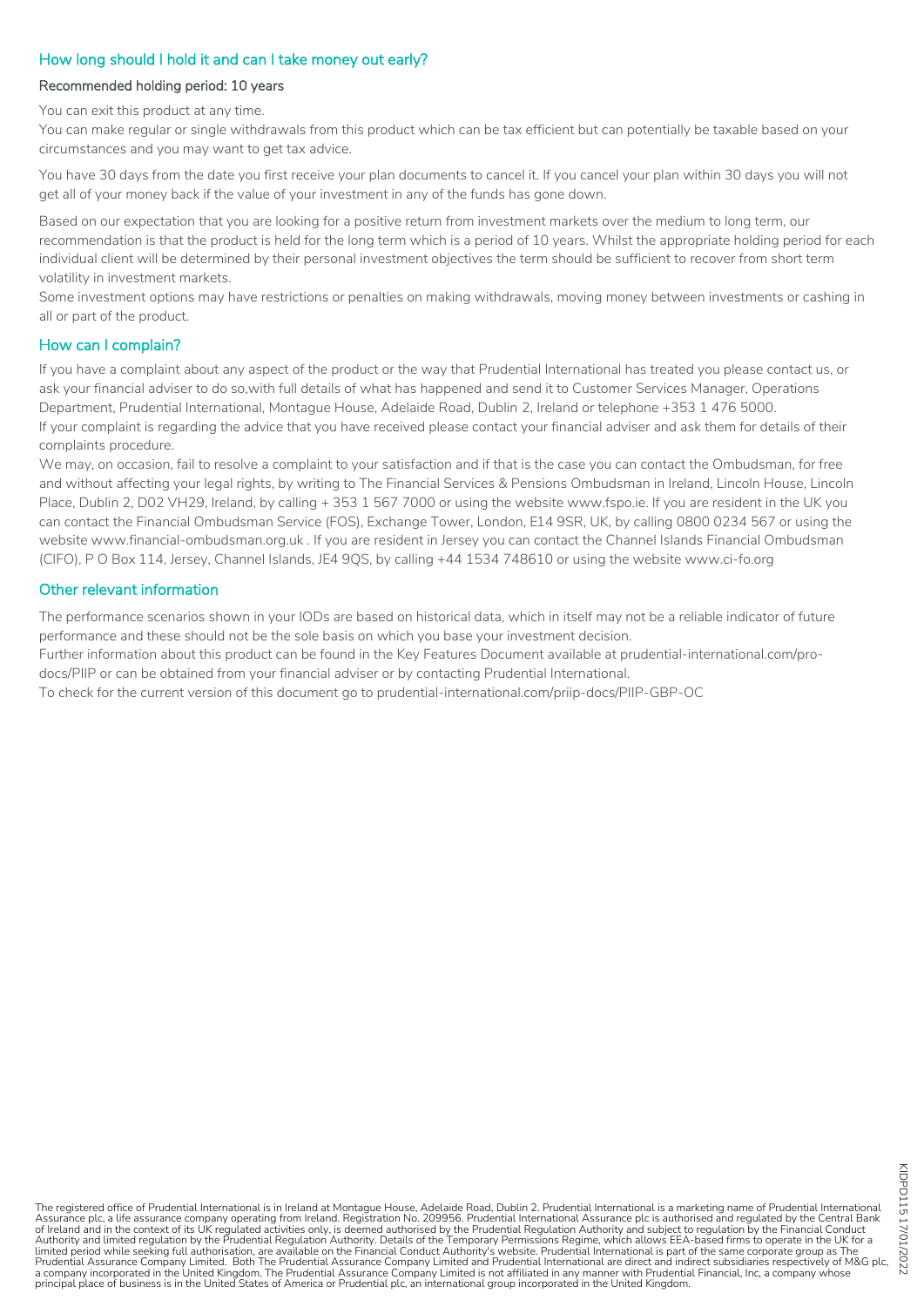## How long should I hold it and can I take money out early?

### Recommended holding period: 10 years

You can exit this product at any time.

You can make regular or single withdrawals from this product which can be tax efficient but can potentially be taxable based on your circumstances and you may want to get tax advice.

You have 30 days from the date you first receive your plan documents to cancel it. If you cancel your plan within 30 days you will not get all of your money back if the value of your investment in any of the funds has gone down.

Based on our expectation that you are looking for a positive return from investment markets over the medium to long term, our recommendation is that the product is held for the long term which is a period of 10 years. Whilst the appropriate holding period for each individual client will be determined by their personal investment objectives the term should be sufficient to recover from short term volatility in investment markets.

Some investment options may have restrictions or penalties on making withdrawals, moving money between investments or cashing in all or part of the product.

## How can I complain?

If you have a complaint about any aspect of the product or the way that Prudential International has treated you please contact us, or ask your financial adviser to do so,with full details of what has happened and send it to Customer Services Manager, Operations Department, Prudential International, Montague House, Adelaide Road, Dublin 2, Ireland or telephone +353 1 476 5000.

If your complaint is regarding the advice that you have received please contact your financial adviser and ask them for details of their complaints procedure.

We may, on occasion, fail to resolve a complaint to your satisfaction and if that is the case you can contact the Ombudsman, for free and without affecting your legal rights, by writing to The Financial Services & Pensions Ombudsman in Ireland, Lincoln House, Lincoln Place, Dublin 2, D02 VH29, Ireland, by calling + 353 1 567 7000 or using the website www.fspo.ie. If you are resident in the UK you can contact the Financial Ombudsman Service (FOS), Exchange Tower, London, E14 9SR, UK, by calling 0800 0234 567 or using the website www.financial-ombudsman.org.uk . If you are resident in Jersey you can contact the Channel Islands Financial Ombudsman (CIFO), P O Box 114, Jersey, Channel Islands, JE4 9QS, by calling +44 1534 748610 or using the website www.ci-fo.org

## Other relevant information

The performance scenarios shown in your IODs are based on historical data, which in itself may not be a reliable indicator of future performance and these should not be the sole basis on which you base your investment decision.

Further information about this product can be found in the Key Features Document available at prudential-international.com/pro-docs/PIIP or can be obtained from your financial adviser or by contacting Prudential International.

To check for the current version of this document go to prudential-international.com/priip-docs/PIIP-GBP-OC

The registered office of Prudential International is in Ireland at Montague House, Adelaide Road, Dublin 2. Prudential International is a marketing name of Prudential International Assurance plc, a life assurance company operating from Ireland. Registration No. 209956. Prudential International Assurance plc is authorised and regulated by the Central Bank of Ireland and in the context of its UK regulated activities only, is deemed authorised by the Prudential Regulation Authority and subject to regulation by the Financial Conduct Authority and limited regulation by the Prudential Regulation Authority. Details of the Temporary Permissions Regime, which allows EEA-based firms to operate in the UK for a limited period while seeking full authorisation, are available on the Financial Conduct Authority's website. Prudential International is part of the same corporate group as The Prudential Assurance Company Limited. Both The Prudential Assurance Company Limited and Prudential International are direct and indirect subsidiaries respectively of M&G plc, a company incorporated in the United Kingdom. The Prudential Assurance Company Limited is not affiliated in any manner with Prudential Financial, Inc, a company whose principal place of business is in the United States of America or Prudential plc, an international group incorporated in the United Kingdom.

KIDPD115 17/01/2022